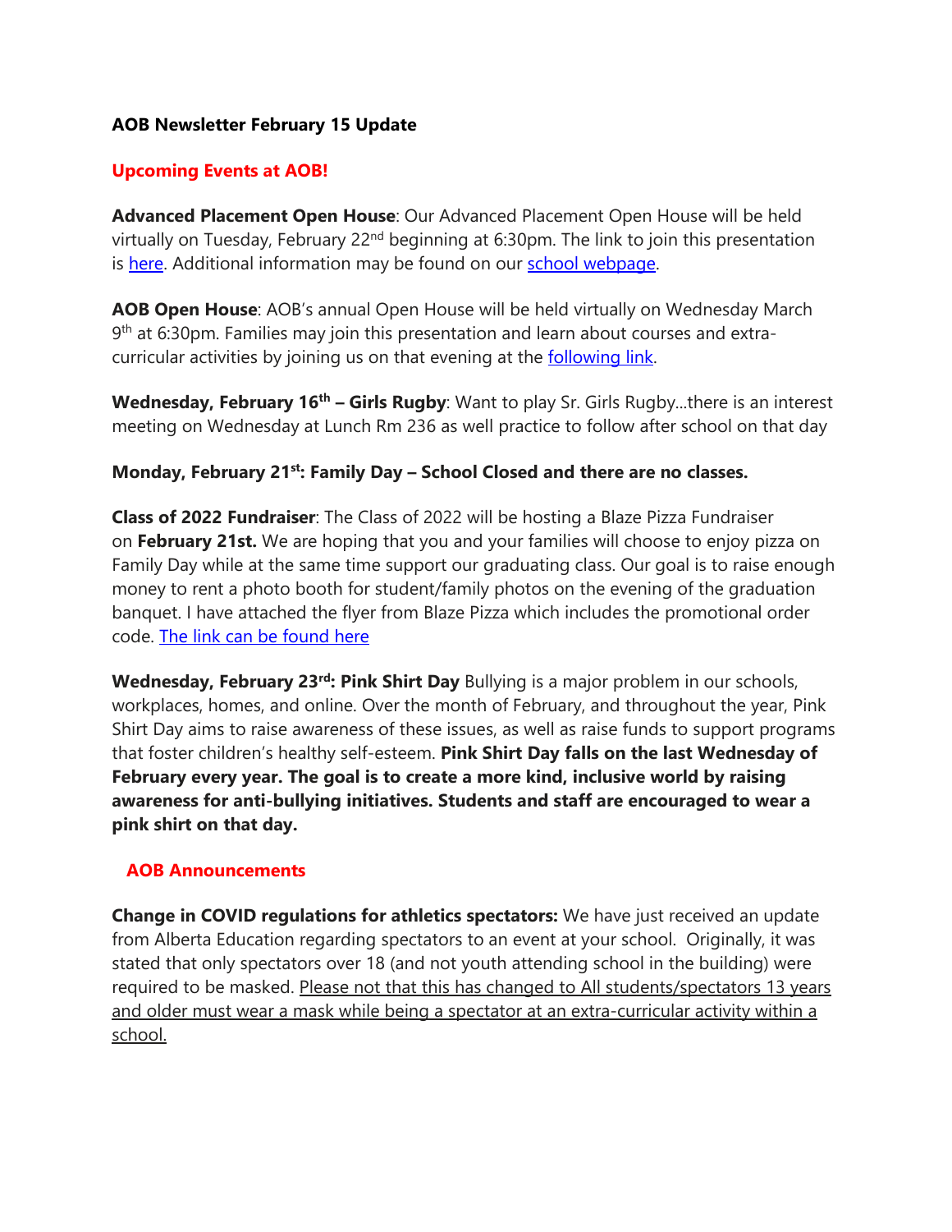**AOB Newsletter February 15 Update**

## Upcoming Events at AOB!

**Advanced Placement Open House**: Our Advanced Placement Open House will be held virtually on Tuesday, February 22nd beginning at 6:30pm. The link to join this presentation is here. Additional information may be found on our school webpage.

**AOB Open House**: AOB's annual Open House will be held virtually on Wednesday March 9th at 6:30pm. Families may join this presentation and learn about courses and extra-curricular activities by joining us on that evening at the following link.

**Wednesday, February 16th – Girls Rugby**: Want to play Sr. Girls Rugby...there is an interest meeting on Wednesday at Lunch Rm 236 as well practice to follow after school on that day

**Monday, February 21st: Family Day – School Closed and there are no classes.**

**Class of 2022 Fundraiser**: The Class of 2022 will be hosting a Blaze Pizza Fundraiser on **February 21st.** We are hoping that you and your families will choose to enjoy pizza on Family Day while at the same time support our graduating class. Our goal is to raise enough money to rent a photo booth for student/family photos on the evening of the graduation banquet. I have attached the flyer from Blaze Pizza which includes the promotional order code. The link can be found here

**Wednesday, February 23rd: Pink Shirt Day** Bullying is a major problem in our schools, workplaces, homes, and online. Over the month of February, and throughout the year, Pink Shirt Day aims to raise awareness of these issues, as well as raise funds to support programs that foster children's healthy self-esteem. **Pink Shirt Day falls on the last Wednesday of February every year. The goal is to create a more kind, inclusive world by raising awareness for anti-bullying initiatives. Students and staff are encouraged to wear a pink shirt on that day.**

## AOB Announcements

**Change in COVID regulations for athletics spectators:** We have just received an update from Alberta Education regarding spectators to an event at your school. Originally, it was stated that only spectators over 18 (and not youth attending school in the building) were required to be masked. Please not that this has changed to All students/spectators 13 years and older must wear a mask while being a spectator at an extra-curricular activity within a school.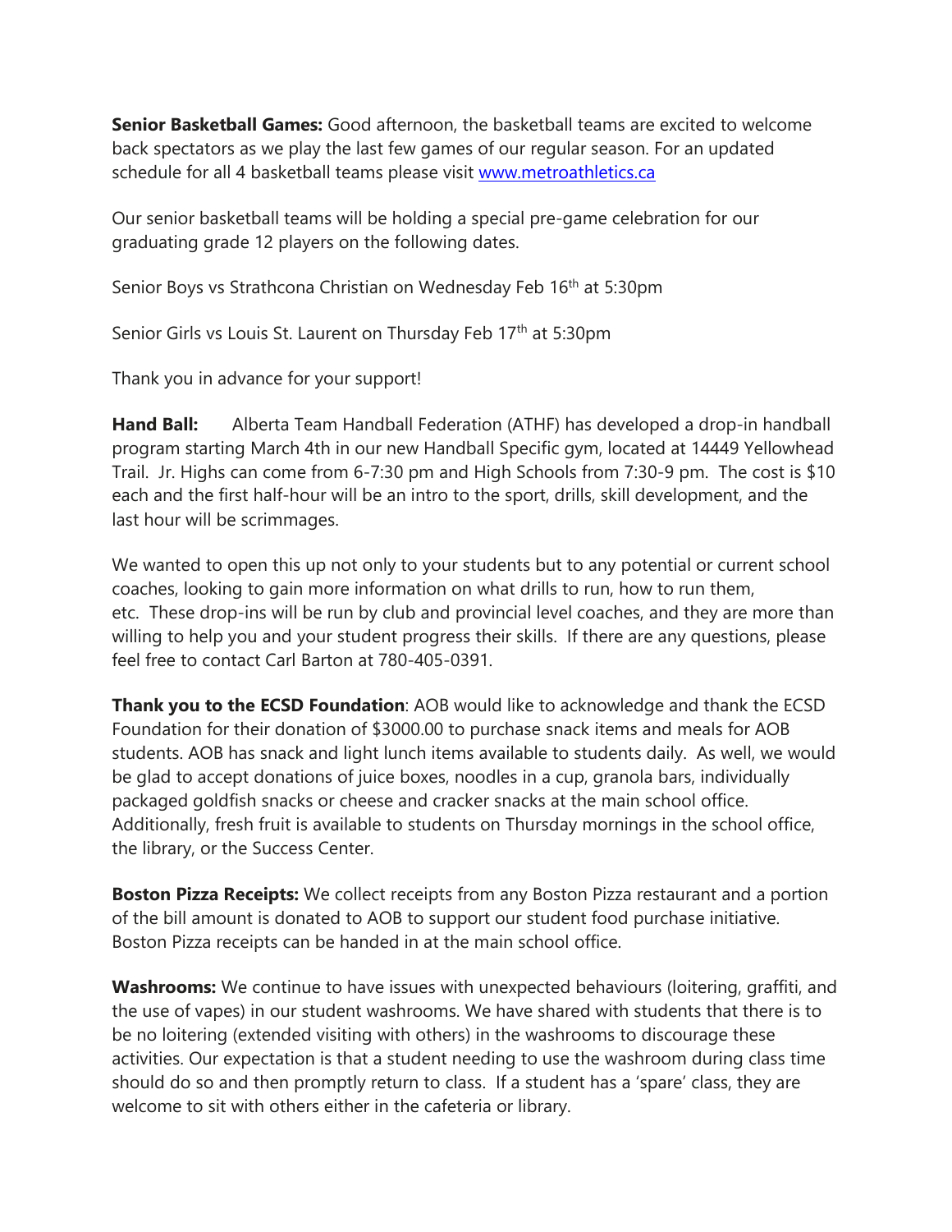**Senior Basketball Games:** Good afternoon, the basketball teams are excited to welcome back spectators as we play the last few games of our regular season. For an updated schedule for all 4 basketball teams please visit [www.metroathletics.ca](http://www.metroathletics.ca)

Our senior basketball teams will be holding a special pre-game celebration for our graduating grade 12 players on the following dates.

Senior Boys vs Strathcona Christian on Wednesday Feb 16th at 5:30pm

Senior Girls vs Louis St. Laurent on Thursday Feb 17th at 5:30pm

Thank you in advance for your support!

**Hand Ball:** Alberta Team Handball Federation (ATHF) has developed a drop-in handball program starting March 4th in our new Handball Specific gym, located at 14449 Yellowhead Trail. Jr. Highs can come from 6-7:30 pm and High Schools from 7:30-9 pm. The cost is $10 each and the first half-hour will be an intro to the sport, drills, skill development, and the last hour will be scrimmages.

We wanted to open this up not only to your students but to any potential or current school coaches, looking to gain more information on what drills to run, how to run them, etc. These drop-ins will be run by club and provincial level coaches, and they are more than willing to help you and your student progress their skills. If there are any questions, please feel free to contact Carl Barton at 780-405-0391.

**Thank you to the ECSD Foundation**: AOB would like to acknowledge and thank the ECSD Foundation for their donation of $3000.00 to purchase snack items and meals for AOB students. AOB has snack and light lunch items available to students daily. As well, we would be glad to accept donations of juice boxes, noodles in a cup, granola bars, individually packaged goldfish snacks or cheese and cracker snacks at the main school office. Additionally, fresh fruit is available to students on Thursday mornings in the school office, the library, or the Success Center.

**Boston Pizza Receipts:** We collect receipts from any Boston Pizza restaurant and a portion of the bill amount is donated to AOB to support our student food purchase initiative. Boston Pizza receipts can be handed in at the main school office.

**Washrooms:** We continue to have issues with unexpected behaviours (loitering, graffiti, and the use of vapes) in our student washrooms. We have shared with students that there is to be no loitering (extended visiting with others) in the washrooms to discourage these activities. Our expectation is that a student needing to use the washroom during class time should do so and then promptly return to class. If a student has a 'spare' class, they are welcome to sit with others either in the cafeteria or library.